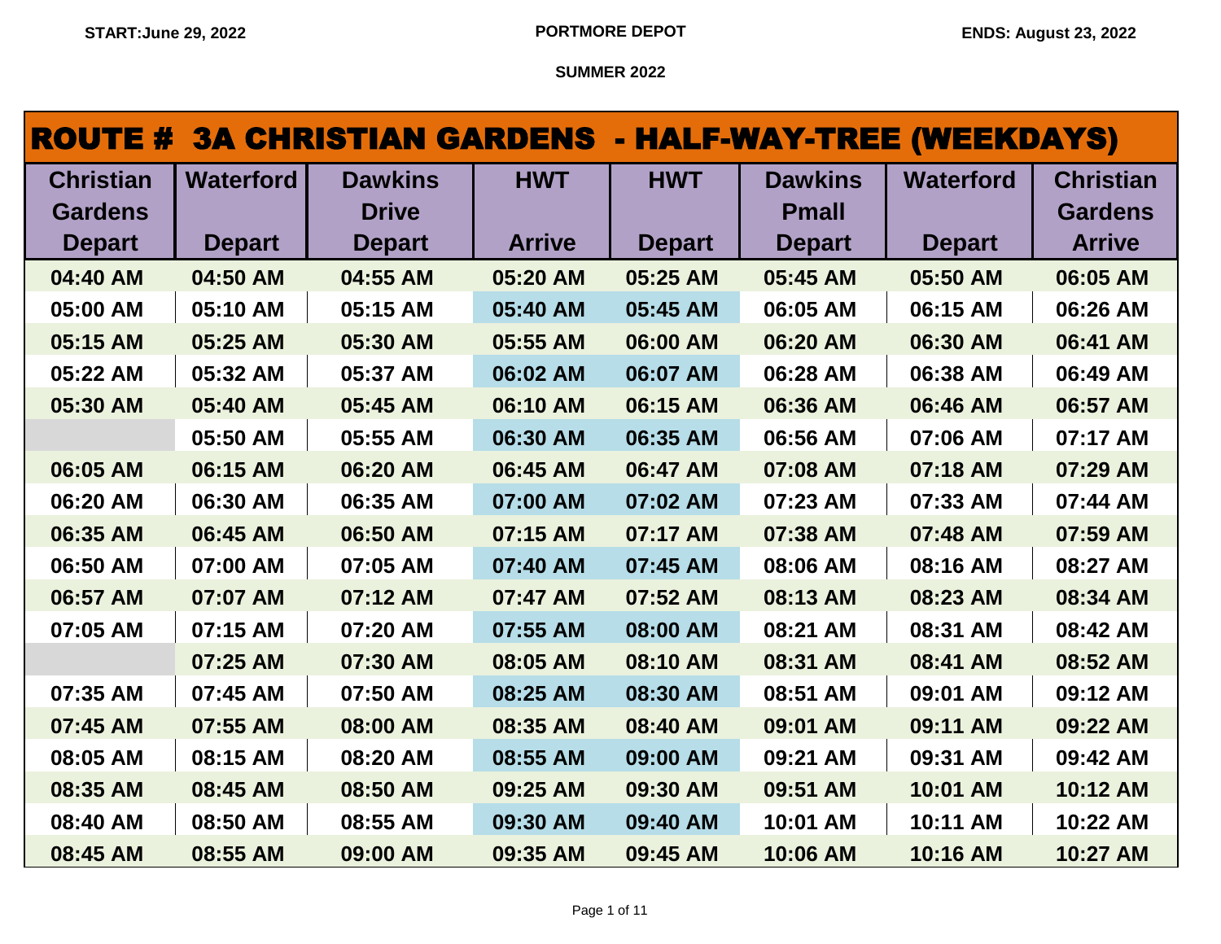START:June 29, 2022 | PORTMORE DEPOT | ENDS: August 23, 2022

SUMMER 2022

## ROUTE # 3A CHRISTIAN GARDENS - HALF-WAY-TREE (WEEKDAYS)

| Christian Gardens Depart | Waterford Depart | Dawkins Drive Depart | HWT Arrive | HWT Depart | Dawkins Pmall Depart | Waterford Depart | Christian Gardens Arrive |
|---|---|---|---|---|---|---|---|
| 04:40 AM | 04:50 AM | 04:55 AM | 05:20 AM | 05:25 AM | 05:45 AM | 05:50 AM | 06:05 AM |
| 05:00 AM | 05:10 AM | 05:15 AM | 05:40 AM | 05:45 AM | 06:05 AM | 06:15 AM | 06:26 AM |
| 05:15 AM | 05:25 AM | 05:30 AM | 05:55 AM | 06:00 AM | 06:20 AM | 06:30 AM | 06:41 AM |
| 05:22 AM | 05:32 AM | 05:37 AM | 06:02 AM | 06:07 AM | 06:28 AM | 06:38 AM | 06:49 AM |
| 05:30 AM | 05:40 AM | 05:45 AM | 06:10 AM | 06:15 AM | 06:36 AM | 06:46 AM | 06:57 AM |
| | 05:50 AM | 05:55 AM | 06:30 AM | 06:35 AM | 06:56 AM | 07:06 AM | 07:17 AM |
| 06:05 AM | 06:15 AM | 06:20 AM | 06:45 AM | 06:47 AM | 07:08 AM | 07:18 AM | 07:29 AM |
| 06:20 AM | 06:30 AM | 06:35 AM | 07:00 AM | 07:02 AM | 07:23 AM | 07:33 AM | 07:44 AM |
| 06:35 AM | 06:45 AM | 06:50 AM | 07:15 AM | 07:17 AM | 07:38 AM | 07:48 AM | 07:59 AM |
| 06:50 AM | 07:00 AM | 07:05 AM | 07:40 AM | 07:45 AM | 08:06 AM | 08:16 AM | 08:27 AM |
| 06:57 AM | 07:07 AM | 07:12 AM | 07:47 AM | 07:52 AM | 08:13 AM | 08:23 AM | 08:34 AM |
| 07:05 AM | 07:15 AM | 07:20 AM | 07:55 AM | 08:00 AM | 08:21 AM | 08:31 AM | 08:42 AM |
| | 07:25 AM | 07:30 AM | 08:05 AM | 08:10 AM | 08:31 AM | 08:41 AM | 08:52 AM |
| 07:35 AM | 07:45 AM | 07:50 AM | 08:25 AM | 08:30 AM | 08:51 AM | 09:01 AM | 09:12 AM |
| 07:45 AM | 07:55 AM | 08:00 AM | 08:35 AM | 08:40 AM | 09:01 AM | 09:11 AM | 09:22 AM |
| 08:05 AM | 08:15 AM | 08:20 AM | 08:55 AM | 09:00 AM | 09:21 AM | 09:31 AM | 09:42 AM |
| 08:35 AM | 08:45 AM | 08:50 AM | 09:25 AM | 09:30 AM | 09:51 AM | 10:01 AM | 10:12 AM |
| 08:40 AM | 08:50 AM | 08:55 AM | 09:30 AM | 09:40 AM | 10:01 AM | 10:11 AM | 10:22 AM |
| 08:45 AM | 08:55 AM | 09:00 AM | 09:35 AM | 09:45 AM | 10:06 AM | 10:16 AM | 10:27 AM |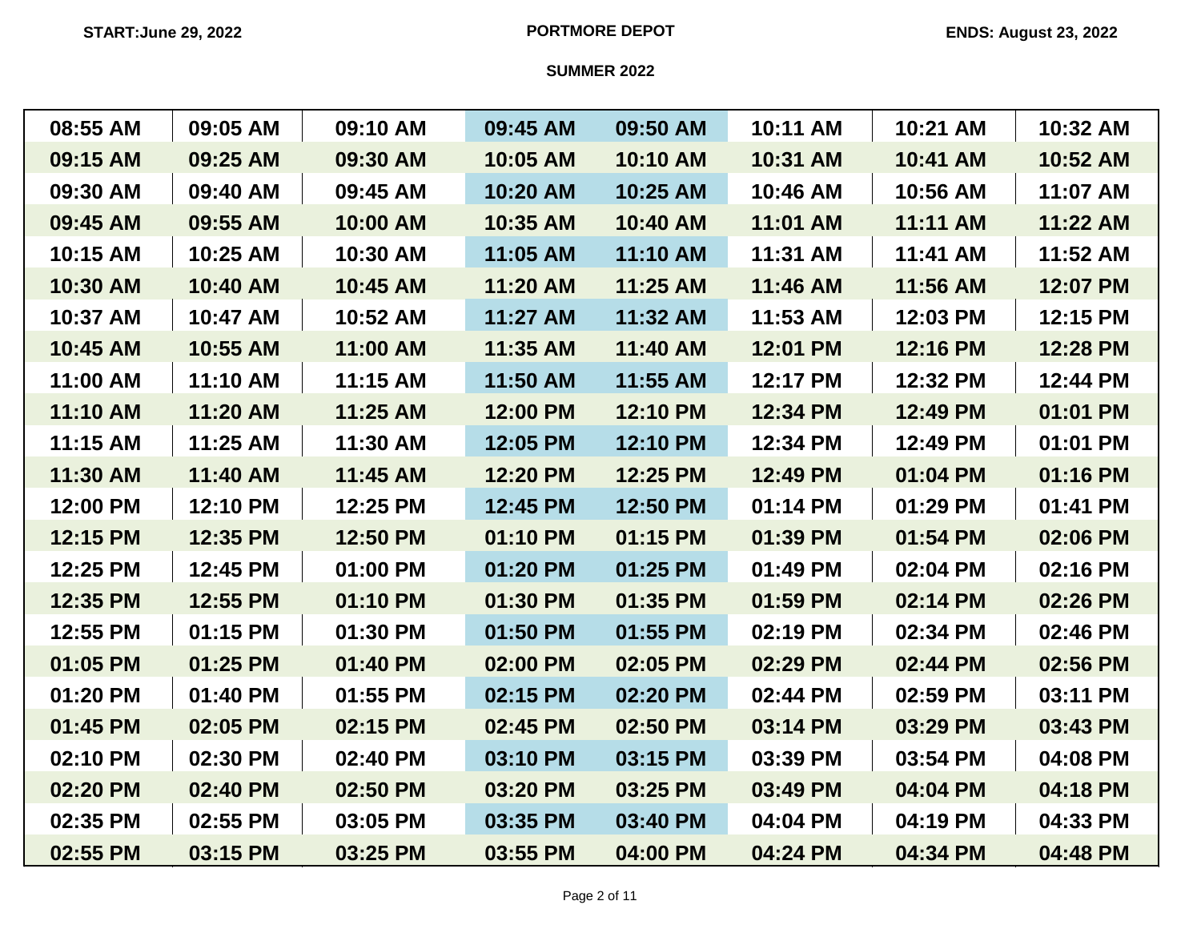START:June 29, 2022

PORTMORE DEPOT

ENDS: August 23, 2022

SUMMER 2022

| | | | | | | | |
|---|---|---|---|---|---|---|---|
| 08:55 AM | 09:05 AM | 09:10 AM | 09:45 AM | 09:50 AM | 10:11 AM | 10:21 AM | 10:32 AM |
| 09:15 AM | 09:25 AM | 09:30 AM | 10:05 AM | 10:10 AM | 10:31 AM | 10:41 AM | 10:52 AM |
| 09:30 AM | 09:40 AM | 09:45 AM | 10:20 AM | 10:25 AM | 10:46 AM | 10:56 AM | 11:07 AM |
| 09:45 AM | 09:55 AM | 10:00 AM | 10:35 AM | 10:40 AM | 11:01 AM | 11:11 AM | 11:22 AM |
| 10:15 AM | 10:25 AM | 10:30 AM | 11:05 AM | 11:10 AM | 11:31 AM | 11:41 AM | 11:52 AM |
| 10:30 AM | 10:40 AM | 10:45 AM | 11:20 AM | 11:25 AM | 11:46 AM | 11:56 AM | 12:07 PM |
| 10:37 AM | 10:47 AM | 10:52 AM | 11:27 AM | 11:32 AM | 11:53 AM | 12:03 PM | 12:15 PM |
| 10:45 AM | 10:55 AM | 11:00 AM | 11:35 AM | 11:40 AM | 12:01 PM | 12:16 PM | 12:28 PM |
| 11:00 AM | 11:10 AM | 11:15 AM | 11:50 AM | 11:55 AM | 12:17 PM | 12:32 PM | 12:44 PM |
| 11:10 AM | 11:20 AM | 11:25 AM | 12:00 PM | 12:10 PM | 12:34 PM | 12:49 PM | 01:01 PM |
| 11:15 AM | 11:25 AM | 11:30 AM | 12:05 PM | 12:10 PM | 12:34 PM | 12:49 PM | 01:01 PM |
| 11:30 AM | 11:40 AM | 11:45 AM | 12:20 PM | 12:25 PM | 12:49 PM | 01:04 PM | 01:16 PM |
| 12:00 PM | 12:10 PM | 12:25 PM | 12:45 PM | 12:50 PM | 01:14 PM | 01:29 PM | 01:41 PM |
| 12:15 PM | 12:35 PM | 12:50 PM | 01:10 PM | 01:15 PM | 01:39 PM | 01:54 PM | 02:06 PM |
| 12:25 PM | 12:45 PM | 01:00 PM | 01:20 PM | 01:25 PM | 01:49 PM | 02:04 PM | 02:16 PM |
| 12:35 PM | 12:55 PM | 01:10 PM | 01:30 PM | 01:35 PM | 01:59 PM | 02:14 PM | 02:26 PM |
| 12:55 PM | 01:15 PM | 01:30 PM | 01:50 PM | 01:55 PM | 02:19 PM | 02:34 PM | 02:46 PM |
| 01:05 PM | 01:25 PM | 01:40 PM | 02:00 PM | 02:05 PM | 02:29 PM | 02:44 PM | 02:56 PM |
| 01:20 PM | 01:40 PM | 01:55 PM | 02:15 PM | 02:20 PM | 02:44 PM | 02:59 PM | 03:11 PM |
| 01:45 PM | 02:05 PM | 02:15 PM | 02:45 PM | 02:50 PM | 03:14 PM | 03:29 PM | 03:43 PM |
| 02:10 PM | 02:30 PM | 02:40 PM | 03:10 PM | 03:15 PM | 03:39 PM | 03:54 PM | 04:08 PM |
| 02:20 PM | 02:40 PM | 02:50 PM | 03:20 PM | 03:25 PM | 03:49 PM | 04:04 PM | 04:18 PM |
| 02:35 PM | 02:55 PM | 03:05 PM | 03:35 PM | 03:40 PM | 04:04 PM | 04:19 PM | 04:33 PM |
| 02:55 PM | 03:15 PM | 03:25 PM | 03:55 PM | 04:00 PM | 04:24 PM | 04:34 PM | 04:48 PM |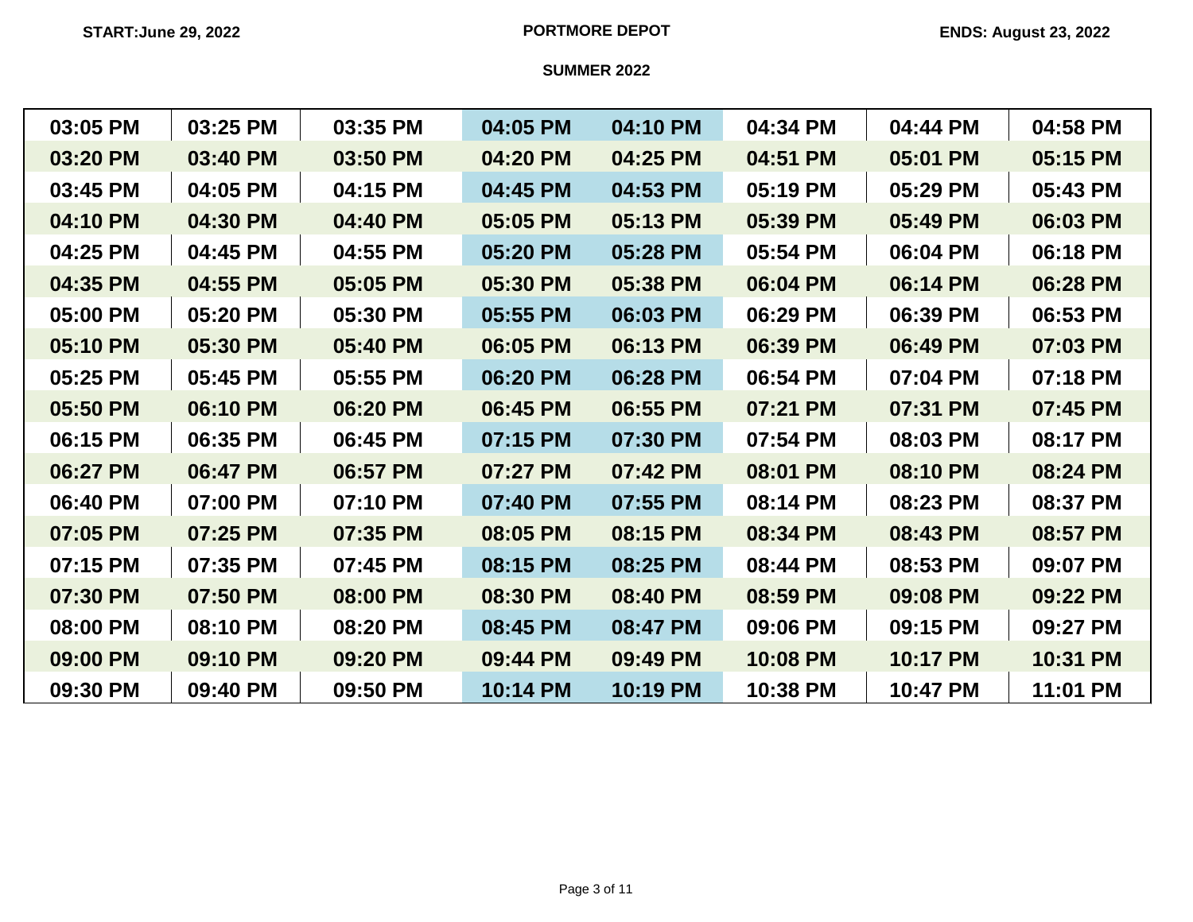START:June 29, 2022 **PORTMORE DEPOT** ENDS: August 23, 2022

**SUMMER 2022**

| | | | | | | | |
|---|---|---|---|---|---|---|---|
| 03:05 PM | 03:25 PM | 03:35 PM | 04:05 PM | 04:10 PM | 04:34 PM | 04:44 PM | 04:58 PM |
| 03:20 PM | 03:40 PM | 03:50 PM | 04:20 PM | 04:25 PM | 04:51 PM | 05:01 PM | 05:15 PM |
| 03:45 PM | 04:05 PM | 04:15 PM | 04:45 PM | 04:53 PM | 05:19 PM | 05:29 PM | 05:43 PM |
| 04:10 PM | 04:30 PM | 04:40 PM | 05:05 PM | 05:13 PM | 05:39 PM | 05:49 PM | 06:03 PM |
| 04:25 PM | 04:45 PM | 04:55 PM | 05:20 PM | 05:28 PM | 05:54 PM | 06:04 PM | 06:18 PM |
| 04:35 PM | 04:55 PM | 05:05 PM | 05:30 PM | 05:38 PM | 06:04 PM | 06:14 PM | 06:28 PM |
| 05:00 PM | 05:20 PM | 05:30 PM | 05:55 PM | 06:03 PM | 06:29 PM | 06:39 PM | 06:53 PM |
| 05:10 PM | 05:30 PM | 05:40 PM | 06:05 PM | 06:13 PM | 06:39 PM | 06:49 PM | 07:03 PM |
| 05:25 PM | 05:45 PM | 05:55 PM | 06:20 PM | 06:28 PM | 06:54 PM | 07:04 PM | 07:18 PM |
| 05:50 PM | 06:10 PM | 06:20 PM | 06:45 PM | 06:55 PM | 07:21 PM | 07:31 PM | 07:45 PM |
| 06:15 PM | 06:35 PM | 06:45 PM | 07:15 PM | 07:30 PM | 07:54 PM | 08:03 PM | 08:17 PM |
| 06:27 PM | 06:47 PM | 06:57 PM | 07:27 PM | 07:42 PM | 08:01 PM | 08:10 PM | 08:24 PM |
| 06:40 PM | 07:00 PM | 07:10 PM | 07:40 PM | 07:55 PM | 08:14 PM | 08:23 PM | 08:37 PM |
| 07:05 PM | 07:25 PM | 07:35 PM | 08:05 PM | 08:15 PM | 08:34 PM | 08:43 PM | 08:57 PM |
| 07:15 PM | 07:35 PM | 07:45 PM | 08:15 PM | 08:25 PM | 08:44 PM | 08:53 PM | 09:07 PM |
| 07:30 PM | 07:50 PM | 08:00 PM | 08:30 PM | 08:40 PM | 08:59 PM | 09:08 PM | 09:22 PM |
| 08:00 PM | 08:10 PM | 08:20 PM | 08:45 PM | 08:47 PM | 09:06 PM | 09:15 PM | 09:27 PM |
| 09:00 PM | 09:10 PM | 09:20 PM | 09:44 PM | 09:49 PM | 10:08 PM | 10:17 PM | 10:31 PM |
| 09:30 PM | 09:40 PM | 09:50 PM | 10:14 PM | 10:19 PM | 10:38 PM | 10:47 PM | 11:01 PM |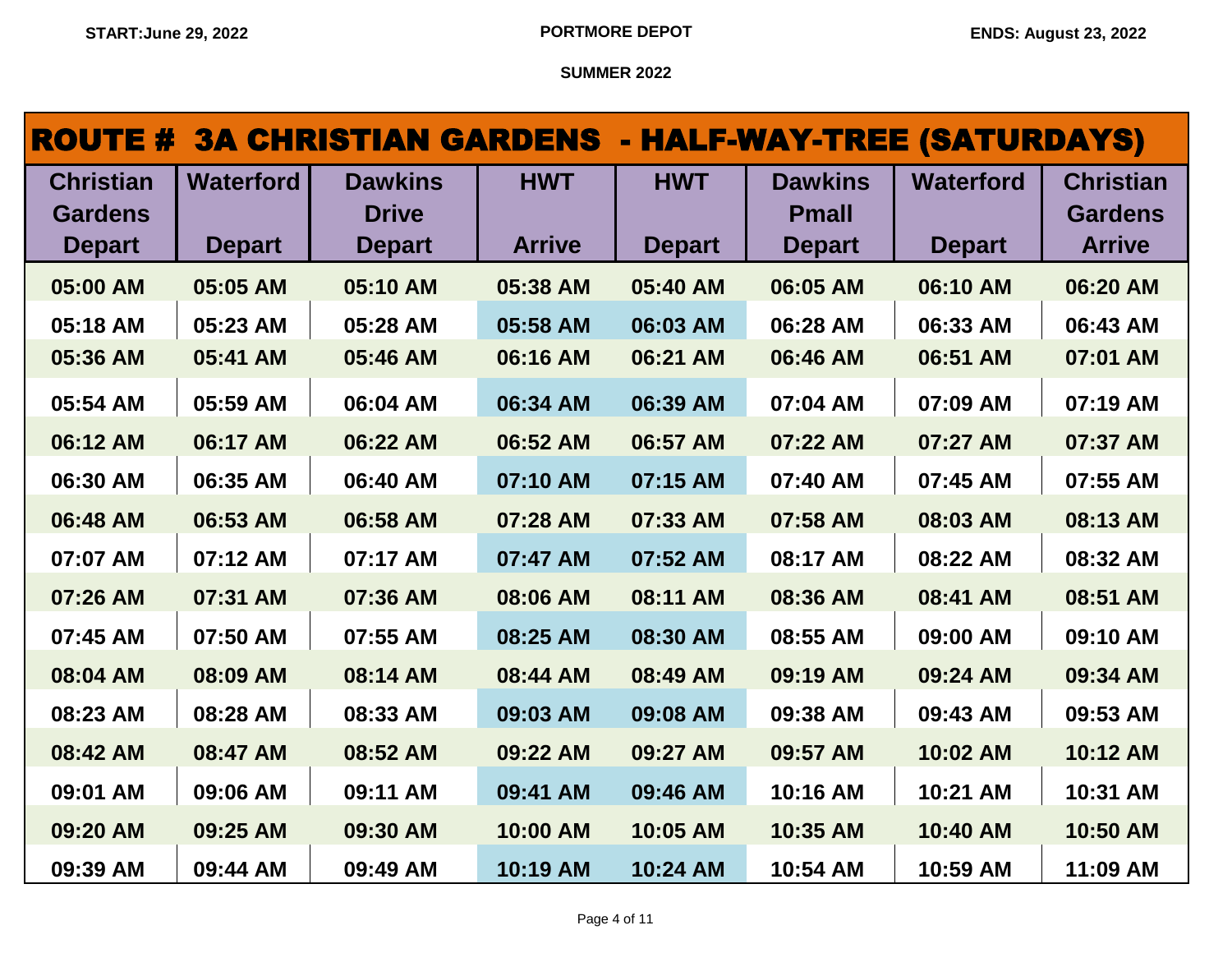START:June 29, 2022 | PORTMORE DEPOT | ENDS: August 23, 2022

SUMMER 2022

## ROUTE # 3A CHRISTIAN GARDENS - HALF-WAY-TREE (SATURDAYS)

| Christian Gardens Depart | Waterford Depart | Dawkins Drive Depart | HWT Arrive | HWT Depart | Dawkins Pmall Depart | Waterford Depart | Christian Gardens Arrive |
|---|---|---|---|---|---|---|---|
| 05:00 AM | 05:05 AM | 05:10 AM | 05:38 AM | 05:40 AM | 06:05 AM | 06:10 AM | 06:20 AM |
| 05:18 AM | 05:23 AM | 05:28 AM | 05:58 AM | 06:03 AM | 06:28 AM | 06:33 AM | 06:43 AM |
| 05:36 AM | 05:41 AM | 05:46 AM | 06:16 AM | 06:21 AM | 06:46 AM | 06:51 AM | 07:01 AM |
| 05:54 AM | 05:59 AM | 06:04 AM | 06:34 AM | 06:39 AM | 07:04 AM | 07:09 AM | 07:19 AM |
| 06:12 AM | 06:17 AM | 06:22 AM | 06:52 AM | 06:57 AM | 07:22 AM | 07:27 AM | 07:37 AM |
| 06:30 AM | 06:35 AM | 06:40 AM | 07:10 AM | 07:15 AM | 07:40 AM | 07:45 AM | 07:55 AM |
| 06:48 AM | 06:53 AM | 06:58 AM | 07:28 AM | 07:33 AM | 07:58 AM | 08:03 AM | 08:13 AM |
| 07:07 AM | 07:12 AM | 07:17 AM | 07:47 AM | 07:52 AM | 08:17 AM | 08:22 AM | 08:32 AM |
| 07:26 AM | 07:31 AM | 07:36 AM | 08:06 AM | 08:11 AM | 08:36 AM | 08:41 AM | 08:51 AM |
| 07:45 AM | 07:50 AM | 07:55 AM | 08:25 AM | 08:30 AM | 08:55 AM | 09:00 AM | 09:10 AM |
| 08:04 AM | 08:09 AM | 08:14 AM | 08:44 AM | 08:49 AM | 09:19 AM | 09:24 AM | 09:34 AM |
| 08:23 AM | 08:28 AM | 08:33 AM | 09:03 AM | 09:08 AM | 09:38 AM | 09:43 AM | 09:53 AM |
| 08:42 AM | 08:47 AM | 08:52 AM | 09:22 AM | 09:27 AM | 09:57 AM | 10:02 AM | 10:12 AM |
| 09:01 AM | 09:06 AM | 09:11 AM | 09:41 AM | 09:46 AM | 10:16 AM | 10:21 AM | 10:31 AM |
| 09:20 AM | 09:25 AM | 09:30 AM | 10:00 AM | 10:05 AM | 10:35 AM | 10:40 AM | 10:50 AM |
| 09:39 AM | 09:44 AM | 09:49 AM | 10:19 AM | 10:24 AM | 10:54 AM | 10:59 AM | 11:09 AM |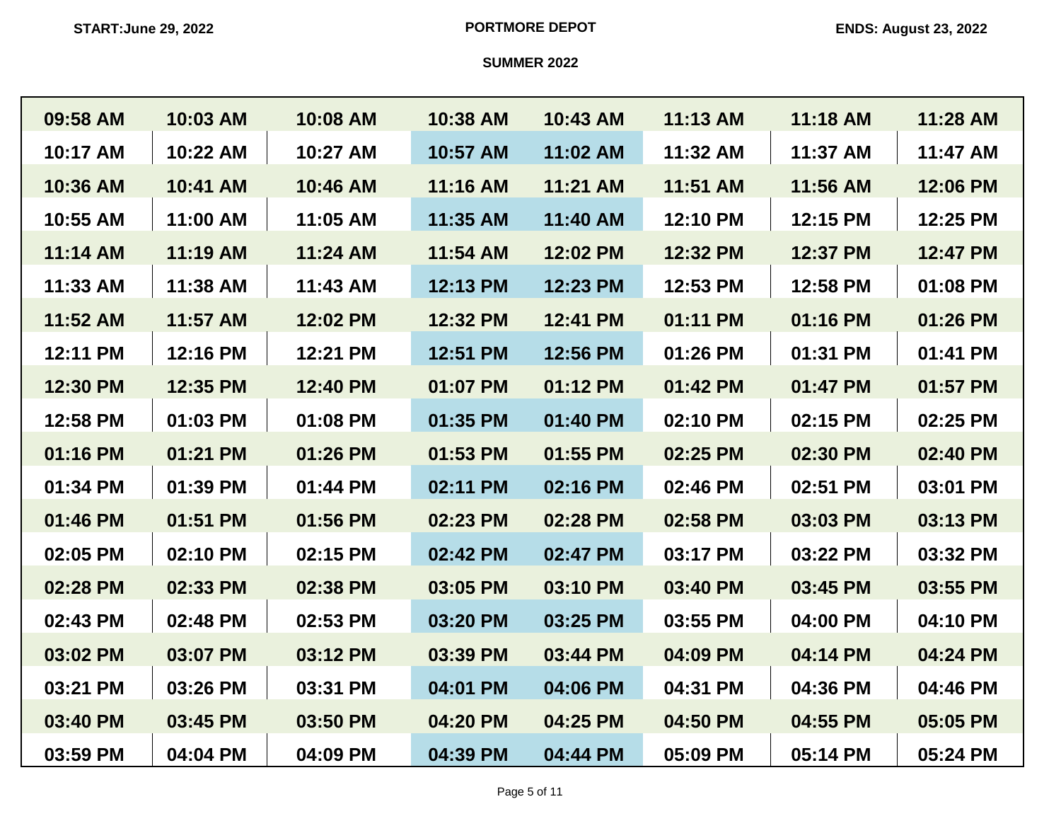START: June 29, 2022

PORTMORE DEPOT

ENDS: August 23, 2022

SUMMER 2022

| 09:58 AM | 10:03 AM | 10:08 AM | 10:38 AM | 10:43 AM | 11:13 AM | 11:18 AM | 11:28 AM |
|---|---|---|---|---|---|---|---|
| 10:17 AM | 10:22 AM | 10:27 AM | 10:57 AM | 11:02 AM | 11:32 AM | 11:37 AM | 11:47 AM |
| 10:36 AM | 10:41 AM | 10:46 AM | 11:16 AM | 11:21 AM | 11:51 AM | 11:56 AM | 12:06 PM |
| 10:55 AM | 11:00 AM | 11:05 AM | 11:35 AM | 11:40 AM | 12:10 PM | 12:15 PM | 12:25 PM |
| 11:14 AM | 11:19 AM | 11:24 AM | 11:54 AM | 12:02 PM | 12:32 PM | 12:37 PM | 12:47 PM |
| 11:33 AM | 11:38 AM | 11:43 AM | 12:13 PM | 12:23 PM | 12:53 PM | 12:58 PM | 01:08 PM |
| 11:52 AM | 11:57 AM | 12:02 PM | 12:32 PM | 12:41 PM | 01:11 PM | 01:16 PM | 01:26 PM |
| 12:11 PM | 12:16 PM | 12:21 PM | 12:51 PM | 12:56 PM | 01:26 PM | 01:31 PM | 01:41 PM |
| 12:30 PM | 12:35 PM | 12:40 PM | 01:07 PM | 01:12 PM | 01:42 PM | 01:47 PM | 01:57 PM |
| 12:58 PM | 01:03 PM | 01:08 PM | 01:35 PM | 01:40 PM | 02:10 PM | 02:15 PM | 02:25 PM |
| 01:16 PM | 01:21 PM | 01:26 PM | 01:53 PM | 01:55 PM | 02:25 PM | 02:30 PM | 02:40 PM |
| 01:34 PM | 01:39 PM | 01:44 PM | 02:11 PM | 02:16 PM | 02:46 PM | 02:51 PM | 03:01 PM |
| 01:46 PM | 01:51 PM | 01:56 PM | 02:23 PM | 02:28 PM | 02:58 PM | 03:03 PM | 03:13 PM |
| 02:05 PM | 02:10 PM | 02:15 PM | 02:42 PM | 02:47 PM | 03:17 PM | 03:22 PM | 03:32 PM |
| 02:28 PM | 02:33 PM | 02:38 PM | 03:05 PM | 03:10 PM | 03:40 PM | 03:45 PM | 03:55 PM |
| 02:43 PM | 02:48 PM | 02:53 PM | 03:20 PM | 03:25 PM | 03:55 PM | 04:00 PM | 04:10 PM |
| 03:02 PM | 03:07 PM | 03:12 PM | 03:39 PM | 03:44 PM | 04:09 PM | 04:14 PM | 04:24 PM |
| 03:21 PM | 03:26 PM | 03:31 PM | 04:01 PM | 04:06 PM | 04:31 PM | 04:36 PM | 04:46 PM |
| 03:40 PM | 03:45 PM | 03:50 PM | 04:20 PM | 04:25 PM | 04:50 PM | 04:55 PM | 05:05 PM |
| 03:59 PM | 04:04 PM | 04:09 PM | 04:39 PM | 04:44 PM | 05:09 PM | 05:14 PM | 05:24 PM |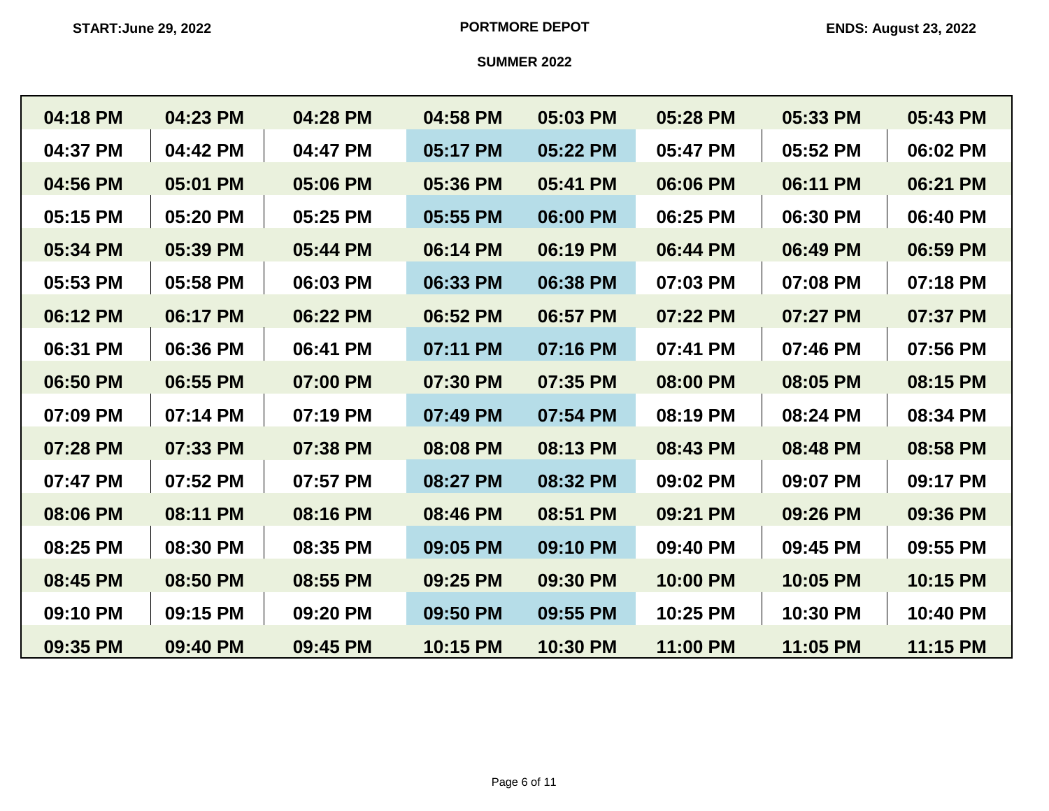START:June 29, 2022

PORTMORE DEPOT

ENDS: August 23, 2022

SUMMER 2022

| | | | | | | | |
|---|---|---|---|---|---|---|---|
| **04:18 PM** | **04:23 PM** | **04:28 PM** | **04:58 PM** | **05:03 PM** | **05:28 PM** | **05:33 PM** | **05:43 PM** |
| **04:37 PM** | **04:42 PM** | **04:47 PM** | **05:17 PM** | **05:22 PM** | **05:47 PM** | **05:52 PM** | **06:02 PM** |
| **04:56 PM** | **05:01 PM** | **05:06 PM** | **05:36 PM** | **05:41 PM** | **06:06 PM** | **06:11 PM** | **06:21 PM** |
| **05:15 PM** | **05:20 PM** | **05:25 PM** | **05:55 PM** | **06:00 PM** | **06:25 PM** | **06:30 PM** | **06:40 PM** |
| **05:34 PM** | **05:39 PM** | **05:44 PM** | **06:14 PM** | **06:19 PM** | **06:44 PM** | **06:49 PM** | **06:59 PM** |
| **05:53 PM** | **05:58 PM** | **06:03 PM** | **06:33 PM** | **06:38 PM** | **07:03 PM** | **07:08 PM** | **07:18 PM** |
| **06:12 PM** | **06:17 PM** | **06:22 PM** | **06:52 PM** | **06:57 PM** | **07:22 PM** | **07:27 PM** | **07:37 PM** |
| **06:31 PM** | **06:36 PM** | **06:41 PM** | **07:11 PM** | **07:16 PM** | **07:41 PM** | **07:46 PM** | **07:56 PM** |
| **06:50 PM** | **06:55 PM** | **07:00 PM** | **07:30 PM** | **07:35 PM** | **08:00 PM** | **08:05 PM** | **08:15 PM** |
| **07:09 PM** | **07:14 PM** | **07:19 PM** | **07:49 PM** | **07:54 PM** | **08:19 PM** | **08:24 PM** | **08:34 PM** |
| **07:28 PM** | **07:33 PM** | **07:38 PM** | **08:08 PM** | **08:13 PM** | **08:43 PM** | **08:48 PM** | **08:58 PM** |
| **07:47 PM** | **07:52 PM** | **07:57 PM** | **08:27 PM** | **08:32 PM** | **09:02 PM** | **09:07 PM** | **09:17 PM** |
| **08:06 PM** | **08:11 PM** | **08:16 PM** | **08:46 PM** | **08:51 PM** | **09:21 PM** | **09:26 PM** | **09:36 PM** |
| **08:25 PM** | **08:30 PM** | **08:35 PM** | **09:05 PM** | **09:10 PM** | **09:40 PM** | **09:45 PM** | **09:55 PM** |
| **08:45 PM** | **08:50 PM** | **08:55 PM** | **09:25 PM** | **09:30 PM** | **10:00 PM** | **10:05 PM** | **10:15 PM** |
| **09:10 PM** | **09:15 PM** | **09:20 PM** | **09:50 PM** | **09:55 PM** | **10:25 PM** | **10:30 PM** | **10:40 PM** |
| **09:35 PM** | **09:40 PM** | **09:45 PM** | **10:15 PM** | **10:30 PM** | **11:00 PM** | **11:05 PM** | **11:15 PM** |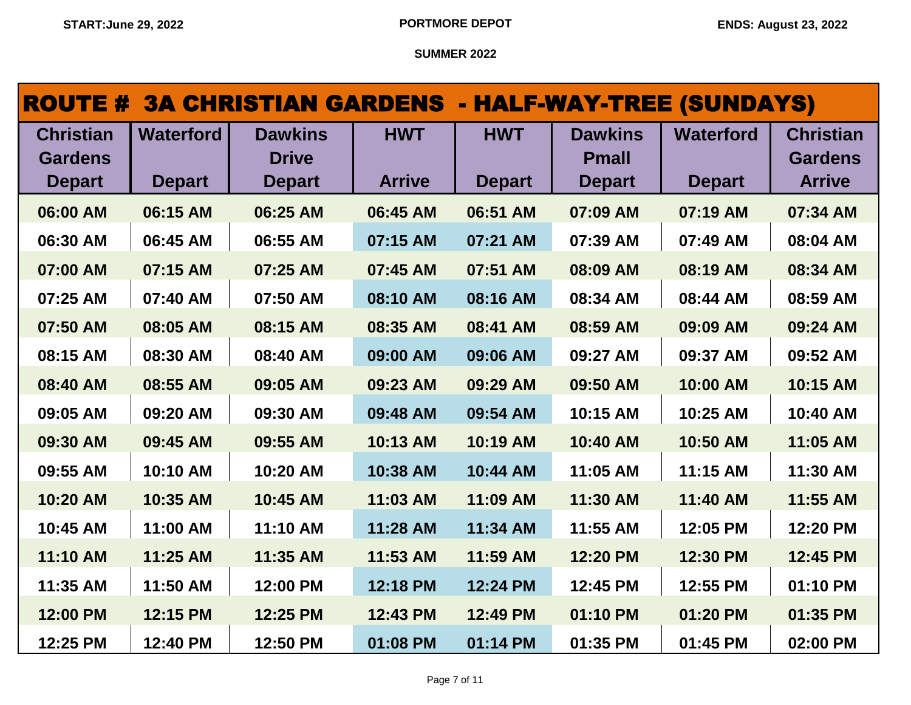**START:June 29, 2022** **PORTMORE DEPOT** **ENDS: August 23, 2022**

**SUMMER 2022**

# ROUTE # 3A CHRISTIAN GARDENS - HALF-WAY-TREE (SUNDAYS)

| Christian Gardens Depart | Waterford Depart | Dawkins Drive Depart | HWT Arrive | HWT Depart | Dawkins Pmall Depart | Waterford Depart | Christian Gardens Arrive |
|---|---|---|---|---|---|---|---|
| 06:00 AM | 06:15 AM | 06:25 AM | 06:45 AM | 06:51 AM | 07:09 AM | 07:19 AM | 07:34 AM |
| 06:30 AM | 06:45 AM | 06:55 AM | 07:15 AM | 07:21 AM | 07:39 AM | 07:49 AM | 08:04 AM |
| 07:00 AM | 07:15 AM | 07:25 AM | 07:45 AM | 07:51 AM | 08:09 AM | 08:19 AM | 08:34 AM |
| 07:25 AM | 07:40 AM | 07:50 AM | 08:10 AM | 08:16 AM | 08:34 AM | 08:44 AM | 08:59 AM |
| 07:50 AM | 08:05 AM | 08:15 AM | 08:35 AM | 08:41 AM | 08:59 AM | 09:09 AM | 09:24 AM |
| 08:15 AM | 08:30 AM | 08:40 AM | 09:00 AM | 09:06 AM | 09:27 AM | 09:37 AM | 09:52 AM |
| 08:40 AM | 08:55 AM | 09:05 AM | 09:23 AM | 09:29 AM | 09:50 AM | 10:00 AM | 10:15 AM |
| 09:05 AM | 09:20 AM | 09:30 AM | 09:48 AM | 09:54 AM | 10:15 AM | 10:25 AM | 10:40 AM |
| 09:30 AM | 09:45 AM | 09:55 AM | 10:13 AM | 10:19 AM | 10:40 AM | 10:50 AM | 11:05 AM |
| 09:55 AM | 10:10 AM | 10:20 AM | 10:38 AM | 10:44 AM | 11:05 AM | 11:15 AM | 11:30 AM |
| 10:20 AM | 10:35 AM | 10:45 AM | 11:03 AM | 11:09 AM | 11:30 AM | 11:40 AM | 11:55 AM |
| 10:45 AM | 11:00 AM | 11:10 AM | 11:28 AM | 11:34 AM | 11:55 AM | 12:05 PM | 12:20 PM |
| 11:10 AM | 11:25 AM | 11:35 AM | 11:53 AM | 11:59 AM | 12:20 PM | 12:30 PM | 12:45 PM |
| 11:35 AM | 11:50 AM | 12:00 PM | 12:18 PM | 12:24 PM | 12:45 PM | 12:55 PM | 01:10 PM |
| 12:00 PM | 12:15 PM | 12:25 PM | 12:43 PM | 12:49 PM | 01:10 PM | 01:20 PM | 01:35 PM |
| 12:25 PM | 12:40 PM | 12:50 PM | 01:08 PM | 01:14 PM | 01:35 PM | 01:45 PM | 02:00 PM |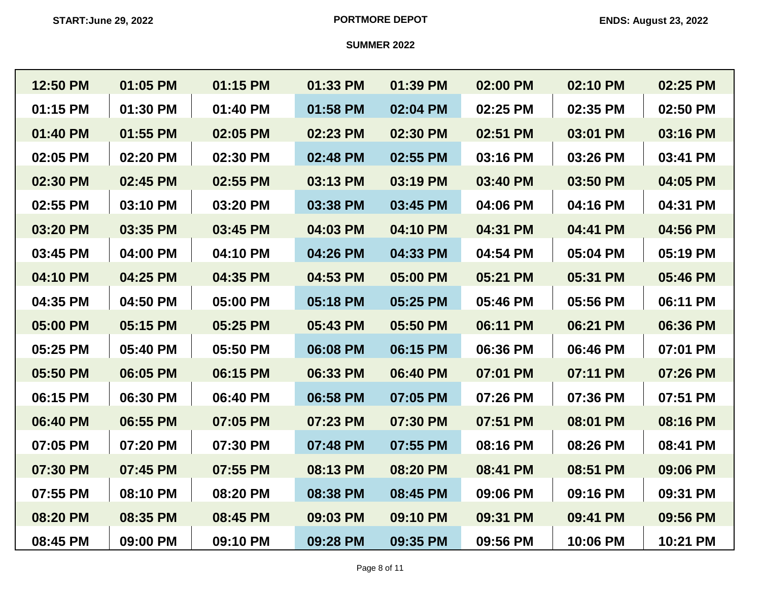START:June 29, 2022 **PORTMORE DEPOT** ENDS: August 23, 2022

**SUMMER 2022**

| | | | | | | | |
|---|---|---|---|---|---|---|---|
| 12:50 PM | 01:05 PM | 01:15 PM | 01:33 PM | 01:39 PM | 02:00 PM | 02:10 PM | 02:25 PM |
| 01:15 PM | 01:30 PM | 01:40 PM | 01:58 PM | 02:04 PM | 02:25 PM | 02:35 PM | 02:50 PM |
| 01:40 PM | 01:55 PM | 02:05 PM | 02:23 PM | 02:30 PM | 02:51 PM | 03:01 PM | 03:16 PM |
| 02:05 PM | 02:20 PM | 02:30 PM | 02:48 PM | 02:55 PM | 03:16 PM | 03:26 PM | 03:41 PM |
| 02:30 PM | 02:45 PM | 02:55 PM | 03:13 PM | 03:19 PM | 03:40 PM | 03:50 PM | 04:05 PM |
| 02:55 PM | 03:10 PM | 03:20 PM | 03:38 PM | 03:45 PM | 04:06 PM | 04:16 PM | 04:31 PM |
| 03:20 PM | 03:35 PM | 03:45 PM | 04:03 PM | 04:10 PM | 04:31 PM | 04:41 PM | 04:56 PM |
| 03:45 PM | 04:00 PM | 04:10 PM | 04:26 PM | 04:33 PM | 04:54 PM | 05:04 PM | 05:19 PM |
| 04:10 PM | 04:25 PM | 04:35 PM | 04:53 PM | 05:00 PM | 05:21 PM | 05:31 PM | 05:46 PM |
| 04:35 PM | 04:50 PM | 05:00 PM | 05:18 PM | 05:25 PM | 05:46 PM | 05:56 PM | 06:11 PM |
| 05:00 PM | 05:15 PM | 05:25 PM | 05:43 PM | 05:50 PM | 06:11 PM | 06:21 PM | 06:36 PM |
| 05:25 PM | 05:40 PM | 05:50 PM | 06:08 PM | 06:15 PM | 06:36 PM | 06:46 PM | 07:01 PM |
| 05:50 PM | 06:05 PM | 06:15 PM | 06:33 PM | 06:40 PM | 07:01 PM | 07:11 PM | 07:26 PM |
| 06:15 PM | 06:30 PM | 06:40 PM | 06:58 PM | 07:05 PM | 07:26 PM | 07:36 PM | 07:51 PM |
| 06:40 PM | 06:55 PM | 07:05 PM | 07:23 PM | 07:30 PM | 07:51 PM | 08:01 PM | 08:16 PM |
| 07:05 PM | 07:20 PM | 07:30 PM | 07:48 PM | 07:55 PM | 08:16 PM | 08:26 PM | 08:41 PM |
| 07:30 PM | 07:45 PM | 07:55 PM | 08:13 PM | 08:20 PM | 08:41 PM | 08:51 PM | 09:06 PM |
| 07:55 PM | 08:10 PM | 08:20 PM | 08:38 PM | 08:45 PM | 09:06 PM | 09:16 PM | 09:31 PM |
| 08:20 PM | 08:35 PM | 08:45 PM | 09:03 PM | 09:10 PM | 09:31 PM | 09:41 PM | 09:56 PM |
| 08:45 PM | 09:00 PM | 09:10 PM | 09:28 PM | 09:35 PM | 09:56 PM | 10:06 PM | 10:21 PM |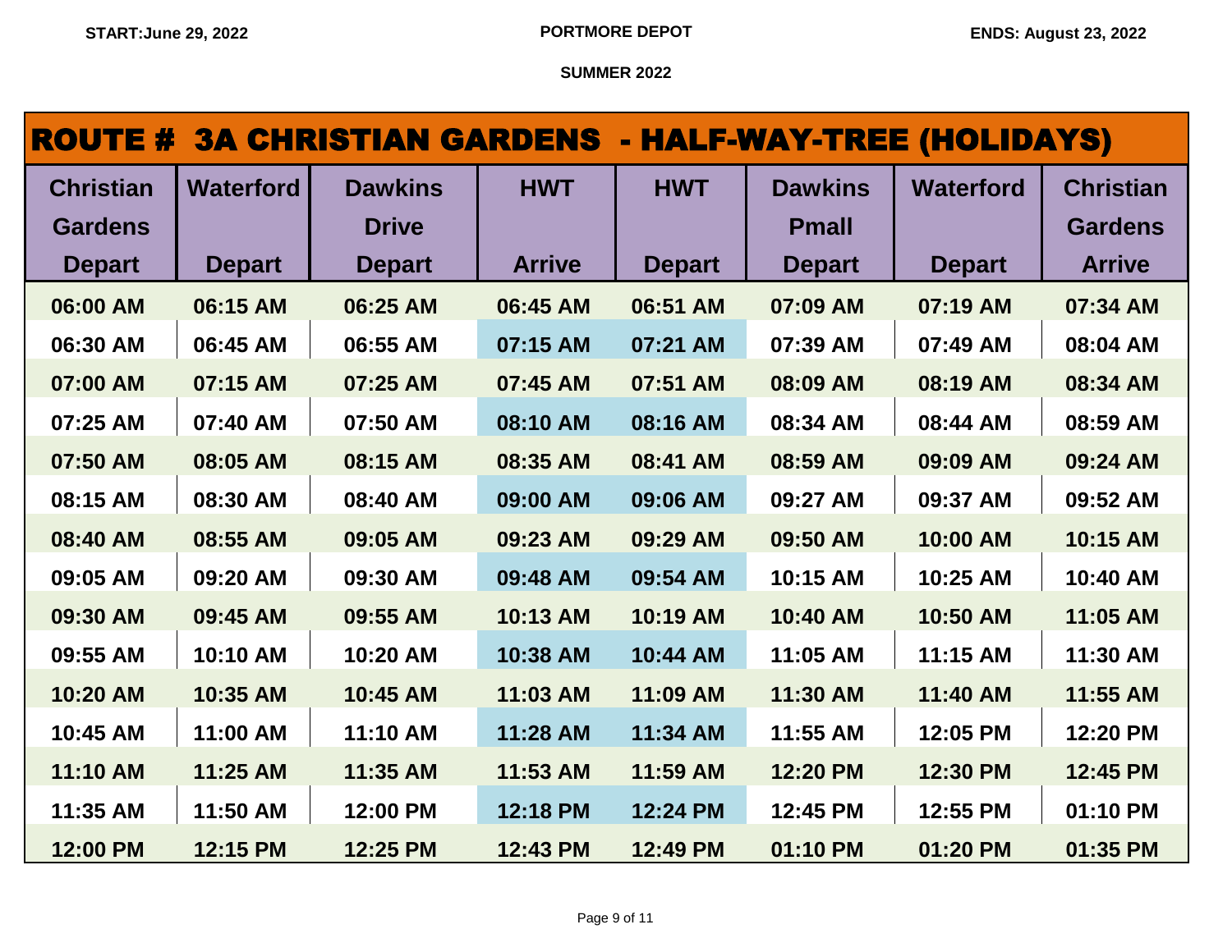START:June 29, 2022 | PORTMORE DEPOT | ENDS: August 23, 2022

SUMMER 2022

## ROUTE # 3A CHRISTIAN GARDENS - HALF-WAY-TREE (HOLIDAYS)

| Christian Gardens Depart | Waterford Depart | Dawkins Drive Depart | HWT Arrive | HWT Depart | Dawkins Pmall Depart | Waterford Depart | Christian Gardens Arrive |
|---|---|---|---|---|---|---|---|
| 06:00 AM | 06:15 AM | 06:25 AM | 06:45 AM | 06:51 AM | 07:09 AM | 07:19 AM | 07:34 AM |
| 06:30 AM | 06:45 AM | 06:55 AM | 07:15 AM | 07:21 AM | 07:39 AM | 07:49 AM | 08:04 AM |
| 07:00 AM | 07:15 AM | 07:25 AM | 07:45 AM | 07:51 AM | 08:09 AM | 08:19 AM | 08:34 AM |
| 07:25 AM | 07:40 AM | 07:50 AM | 08:10 AM | 08:16 AM | 08:34 AM | 08:44 AM | 08:59 AM |
| 07:50 AM | 08:05 AM | 08:15 AM | 08:35 AM | 08:41 AM | 08:59 AM | 09:09 AM | 09:24 AM |
| 08:15 AM | 08:30 AM | 08:40 AM | 09:00 AM | 09:06 AM | 09:27 AM | 09:37 AM | 09:52 AM |
| 08:40 AM | 08:55 AM | 09:05 AM | 09:23 AM | 09:29 AM | 09:50 AM | 10:00 AM | 10:15 AM |
| 09:05 AM | 09:20 AM | 09:30 AM | 09:48 AM | 09:54 AM | 10:15 AM | 10:25 AM | 10:40 AM |
| 09:30 AM | 09:45 AM | 09:55 AM | 10:13 AM | 10:19 AM | 10:40 AM | 10:50 AM | 11:05 AM |
| 09:55 AM | 10:10 AM | 10:20 AM | 10:38 AM | 10:44 AM | 11:05 AM | 11:15 AM | 11:30 AM |
| 10:20 AM | 10:35 AM | 10:45 AM | 11:03 AM | 11:09 AM | 11:30 AM | 11:40 AM | 11:55 AM |
| 10:45 AM | 11:00 AM | 11:10 AM | 11:28 AM | 11:34 AM | 11:55 AM | 12:05 PM | 12:20 PM |
| 11:10 AM | 11:25 AM | 11:35 AM | 11:53 AM | 11:59 AM | 12:20 PM | 12:30 PM | 12:45 PM |
| 11:35 AM | 11:50 AM | 12:00 PM | 12:18 PM | 12:24 PM | 12:45 PM | 12:55 PM | 01:10 PM |
| 12:00 PM | 12:15 PM | 12:25 PM | 12:43 PM | 12:49 PM | 01:10 PM | 01:20 PM | 01:35 PM |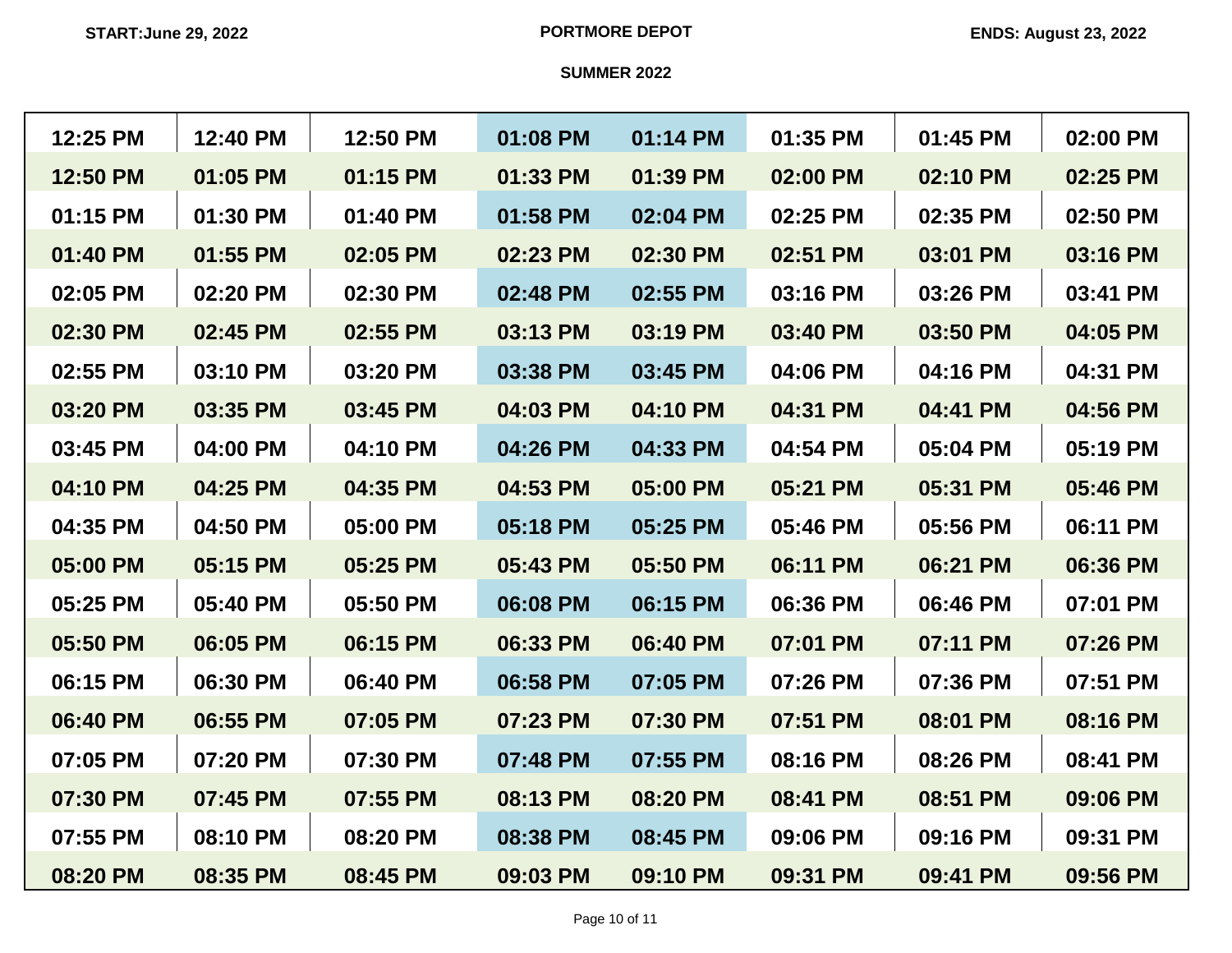START:June 29, 2022

PORTMORE DEPOT

ENDS: August 23, 2022

SUMMER 2022

| | | | | | | | |
|---|---|---|---|---|---|---|---|
| 12:25 PM | 12:40 PM | 12:50 PM | 01:08 PM | 01:14 PM | 01:35 PM | 01:45 PM | 02:00 PM |
| 12:50 PM | 01:05 PM | 01:15 PM | 01:33 PM | 01:39 PM | 02:00 PM | 02:10 PM | 02:25 PM |
| 01:15 PM | 01:30 PM | 01:40 PM | 01:58 PM | 02:04 PM | 02:25 PM | 02:35 PM | 02:50 PM |
| 01:40 PM | 01:55 PM | 02:05 PM | 02:23 PM | 02:30 PM | 02:51 PM | 03:01 PM | 03:16 PM |
| 02:05 PM | 02:20 PM | 02:30 PM | 02:48 PM | 02:55 PM | 03:16 PM | 03:26 PM | 03:41 PM |
| 02:30 PM | 02:45 PM | 02:55 PM | 03:13 PM | 03:19 PM | 03:40 PM | 03:50 PM | 04:05 PM |
| 02:55 PM | 03:10 PM | 03:20 PM | 03:38 PM | 03:45 PM | 04:06 PM | 04:16 PM | 04:31 PM |
| 03:20 PM | 03:35 PM | 03:45 PM | 04:03 PM | 04:10 PM | 04:31 PM | 04:41 PM | 04:56 PM |
| 03:45 PM | 04:00 PM | 04:10 PM | 04:26 PM | 04:33 PM | 04:54 PM | 05:04 PM | 05:19 PM |
| 04:10 PM | 04:25 PM | 04:35 PM | 04:53 PM | 05:00 PM | 05:21 PM | 05:31 PM | 05:46 PM |
| 04:35 PM | 04:50 PM | 05:00 PM | 05:18 PM | 05:25 PM | 05:46 PM | 05:56 PM | 06:11 PM |
| 05:00 PM | 05:15 PM | 05:25 PM | 05:43 PM | 05:50 PM | 06:11 PM | 06:21 PM | 06:36 PM |
| 05:25 PM | 05:40 PM | 05:50 PM | 06:08 PM | 06:15 PM | 06:36 PM | 06:46 PM | 07:01 PM |
| 05:50 PM | 06:05 PM | 06:15 PM | 06:33 PM | 06:40 PM | 07:01 PM | 07:11 PM | 07:26 PM |
| 06:15 PM | 06:30 PM | 06:40 PM | 06:58 PM | 07:05 PM | 07:26 PM | 07:36 PM | 07:51 PM |
| 06:40 PM | 06:55 PM | 07:05 PM | 07:23 PM | 07:30 PM | 07:51 PM | 08:01 PM | 08:16 PM |
| 07:05 PM | 07:20 PM | 07:30 PM | 07:48 PM | 07:55 PM | 08:16 PM | 08:26 PM | 08:41 PM |
| 07:30 PM | 07:45 PM | 07:55 PM | 08:13 PM | 08:20 PM | 08:41 PM | 08:51 PM | 09:06 PM |
| 07:55 PM | 08:10 PM | 08:20 PM | 08:38 PM | 08:45 PM | 09:06 PM | 09:16 PM | 09:31 PM |
| 08:20 PM | 08:35 PM | 08:45 PM | 09:03 PM | 09:10 PM | 09:31 PM | 09:41 PM | 09:56 PM |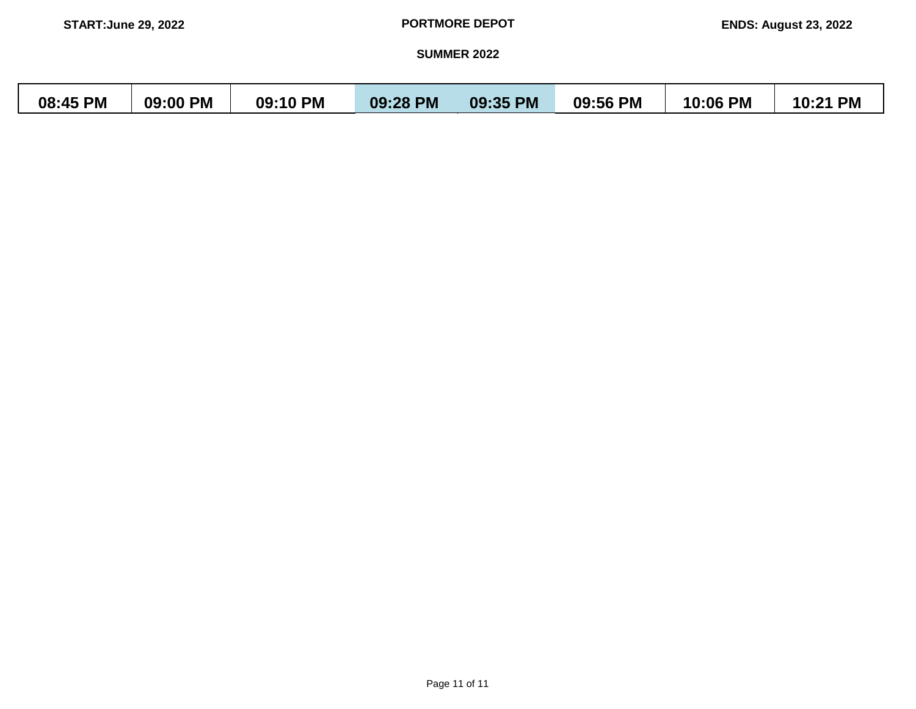START:June 29, 2022 PORTMORE DEPOT ENDS: August 23, 2022

**SUMMER 2022**

| | | | | | | | |
|---|---|---|---|---|---|---|---|
| 08:45 PM | 09:00 PM | 09:10 PM | 09:28 PM | 09:35 PM | 09:56 PM | 10:06 PM | 10:21 PM |